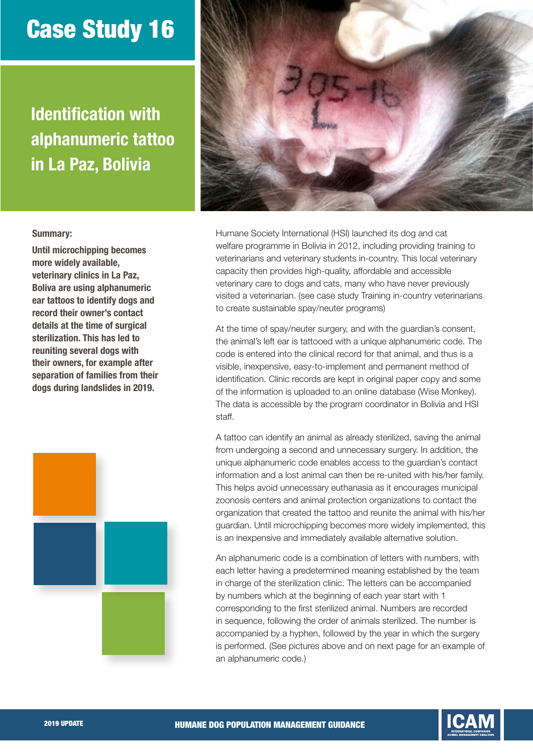# Case Study 16

## Identification with alphanumeric tattoo in La Paz, Bolivia

**Summary:**

**Until microchipping becomes more widely available, veterinary clinics in La Paz, Boliva are using alphanumeric ear tattoos to identify dogs and record their owner's contact details at the time of surgical sterilization. This has led to reuniting several dogs with their owners, for example after separation of families from their dogs during landslides in 2019.**

Humane Society International (HSI) launched its dog and cat welfare programme in Bolivia in 2012, including providing training to veterinarians and veterinary students in-country. This local veterinary capacity then provides high-quality, affordable and accessible veterinary care to dogs and cats, many who have never previously visited a veterinarian. (see case study Training in-country veterinarians to create sustainable spay/neuter programs)

At the time of spay/neuter surgery, and with the guardian's consent, the animal's left ear is tattooed with a unique alphanumeric code. The code is entered into the clinical record for that animal, and thus is a visible, inexpensive, easy-to-implement and permanent method of identification. Clinic records are kept in original paper copy and some of the information is uploaded to an online database (Wise Monkey). The data is accessible by the program coordinator in Bolivia and HSI staff.

A tattoo can identify an animal as already sterilized, saving the animal from undergoing a second and unnecessary surgery. In addition, the unique alphanumeric code enables access to the guardian's contact information and a lost animal can then be re-united with his/her family. This helps avoid unnecessary euthanasia as it encourages municipal zoonosis centers and animal protection organizations to contact the organization that created the tattoo and reunite the animal with his/her guardian. Until microchipping becomes more widely implemented, this is an inexpensive and immediately available alternative solution.

An alphanumeric code is a combination of letters with numbers, with each letter having a predetermined meaning established by the team in charge of the sterilization clinic. The letters can be accompanied by numbers which at the beginning of each year start with 1 corresponding to the first sterilized animal. Numbers are recorded in sequence, following the order of animals sterilized. The number is accompanied by a hyphen, followed by the year in which the surgery is performed. (See pictures above and on next page for an example of an alphanumeric code.)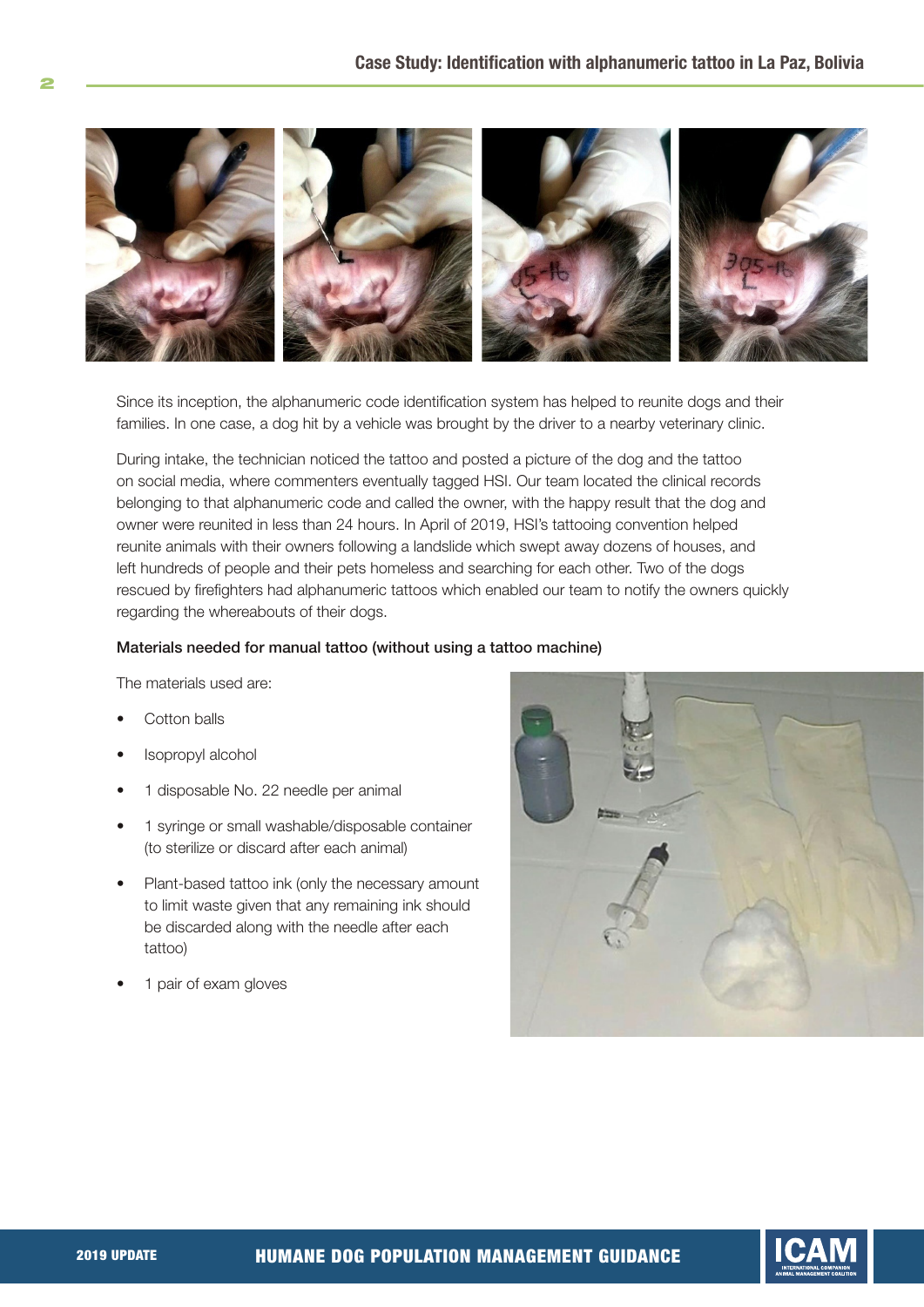Since its inception, the alphanumeric code identification system has helped to reunite dogs and their families. In one case, a dog hit by a vehicle was brought by the driver to a nearby veterinary clinic.

During intake, the technician noticed the tattoo and posted a picture of the dog and the tattoo on social media, where commenters eventually tagged HSI. Our team located the clinical records belonging to that alphanumeric code and called the owner, with the happy result that the dog and owner were reunited in less than 24 hours. In April of 2019, HSI's tattooing convention helped reunite animals with their owners following a landslide which swept away dozens of houses, and left hundreds of people and their pets homeless and searching for each other. Two of the dogs rescued by firefighters had alphanumeric tattoos which enabled our team to notify the owners quickly regarding the whereabouts of their dogs.

### Materials needed for manual tattoo (without using a tattoo machine)

The materials used are:

- Cotton balls
- Isopropyl alcohol
- 1 disposable No. 22 needle per animal
- 1 syringe or small washable/disposable container (to sterilize or discard after each animal)
- Plant-based tattoo ink (only the necessary amount to limit waste given that any remaining ink should be discarded along with the needle after each tattoo)
- 1 pair of exam gloves